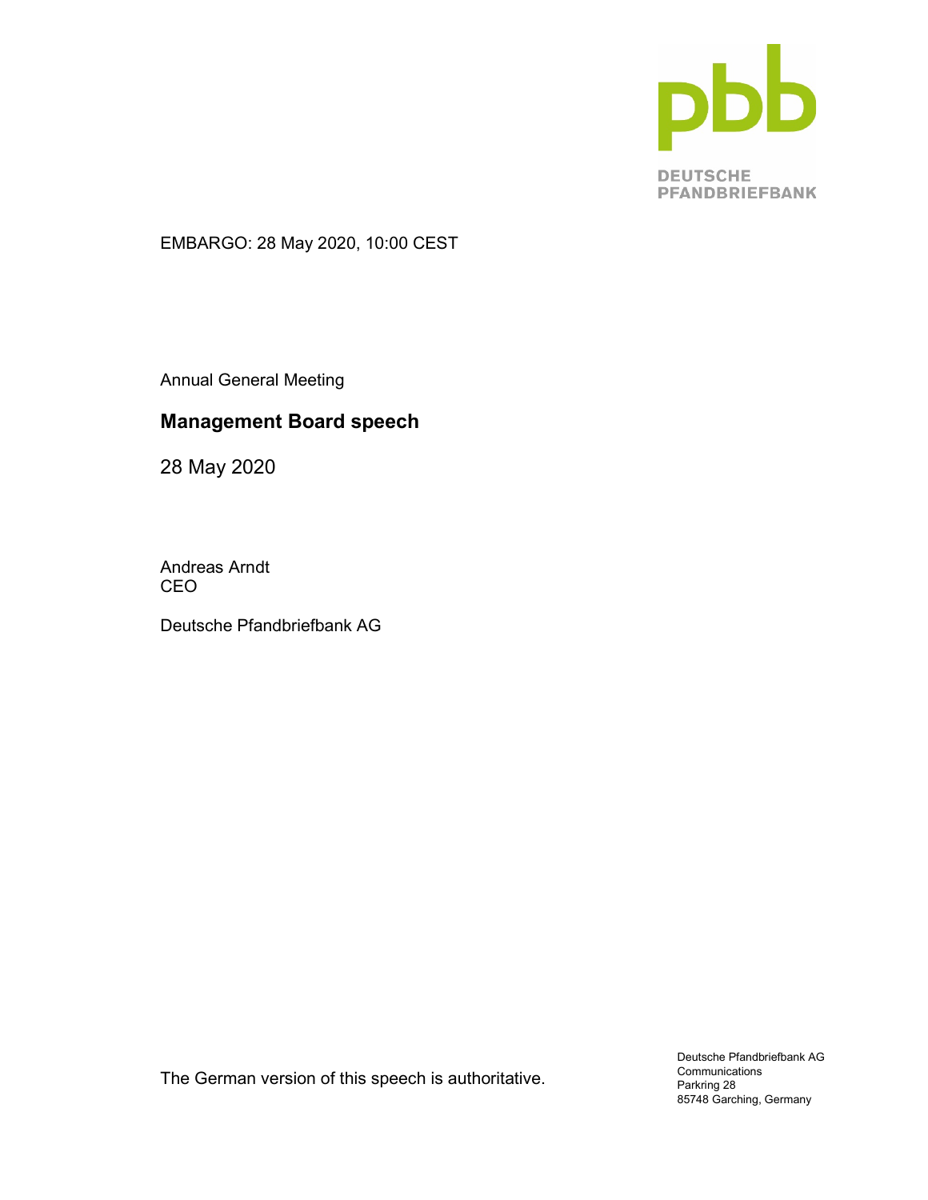DEUTSCHE PFANDBRIEFBANK

EMBARGO: 28 May 2020, 10:00 CEST

Annual General Meeting

## Management Board speech

28 May 2020

Andreas Arndt
CEO

Deutsche Pfandbriefbank AG

The German version of this speech is authoritative.

Deutsche Pfandbriefbank AG
Communications
Parkring 28
85748 Garching, Germany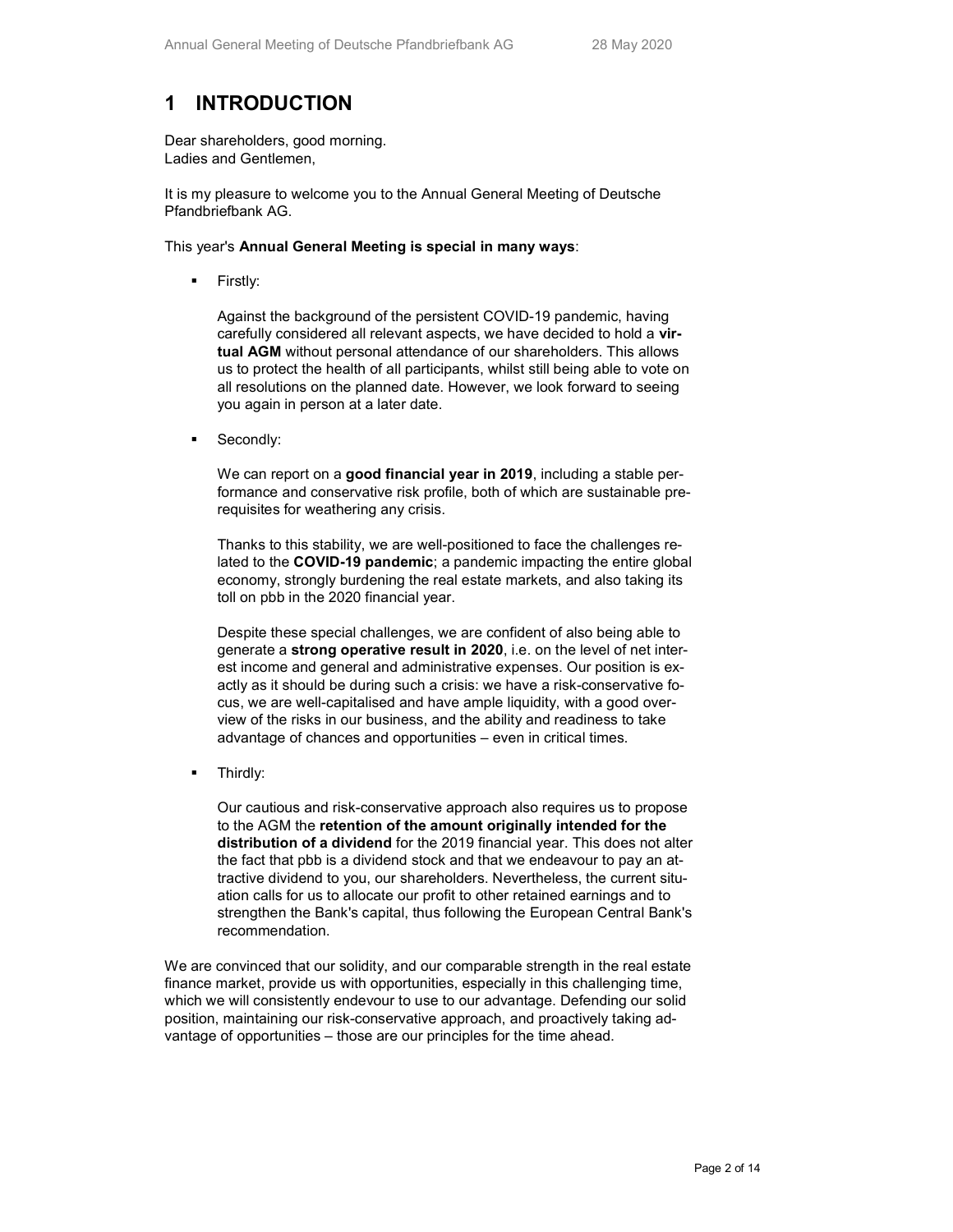# 1 INTRODUCTION

Dear shareholders, good morning.
Ladies and Gentlemen,

It is my pleasure to welcome you to the Annual General Meeting of Deutsche Pfandbriefbank AG.

This year's **Annual General Meeting is special in many ways**:

- Firstly:

  Against the background of the persistent COVID-19 pandemic, having carefully considered all relevant aspects, we have decided to hold a **virtual AGM** without personal attendance of our shareholders. This allows us to protect the health of all participants, whilst still being able to vote on all resolutions on the planned date. However, we look forward to seeing you again in person at a later date.

- Secondly:

  We can report on a **good financial year in 2019**, including a stable performance and conservative risk profile, both of which are sustainable prerequisites for weathering any crisis.

  Thanks to this stability, we are well-positioned to face the challenges related to the **COVID-19 pandemic**; a pandemic impacting the entire global economy, strongly burdening the real estate markets, and also taking its toll on pbb in the 2020 financial year.

  Despite these special challenges, we are confident of also being able to generate a **strong operative result in 2020**, i.e. on the level of net interest income and general and administrative expenses. Our position is exactly as it should be during such a crisis: we have a risk-conservative focus, we are well-capitalised and have ample liquidity, with a good overview of the risks in our business, and the ability and readiness to take advantage of chances and opportunities – even in critical times.

- Thirdly:

  Our cautious and risk-conservative approach also requires us to propose to the AGM the **retention of the amount originally intended for the distribution of a dividend** for the 2019 financial year. This does not alter the fact that pbb is a dividend stock and that we endeavour to pay an attractive dividend to you, our shareholders. Nevertheless, the current situation calls for us to allocate our profit to other retained earnings and to strengthen the Bank's capital, thus following the European Central Bank's recommendation.

We are convinced that our solidity, and our comparable strength in the real estate finance market, provide us with opportunities, especially in this challenging time, which we will consistently endevour to use to our advantage. Defending our solid position, maintaining our risk-conservative approach, and proactively taking advantage of opportunities – those are our principles for the time ahead.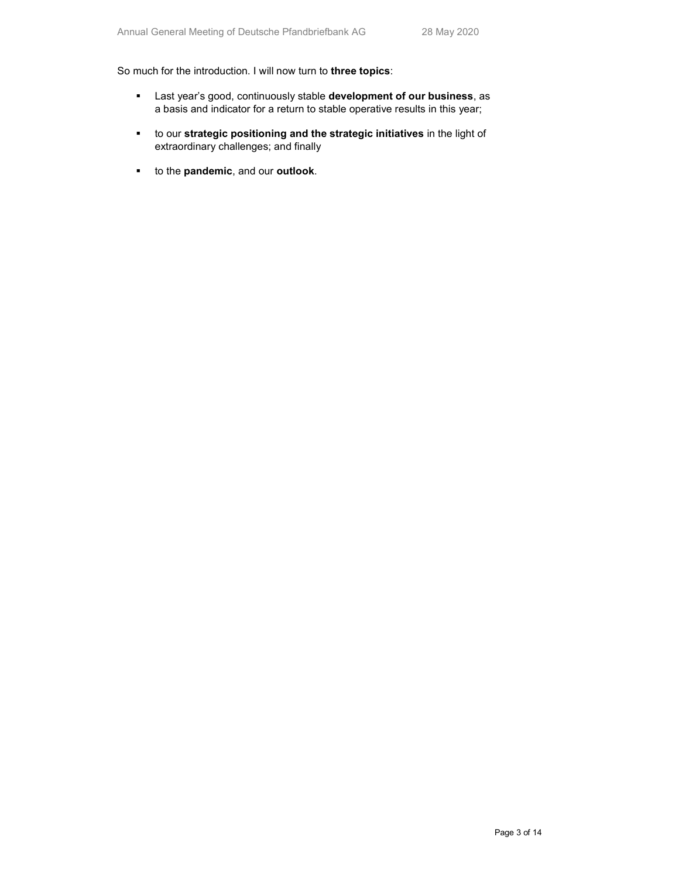So much for the introduction. I will now turn to **three topics**:

- Last year's good, continuously stable **development of our business**, as a basis and indicator for a return to stable operative results in this year;
- to our **strategic positioning and the strategic initiatives** in the light of extraordinary challenges; and finally
- to the **pandemic**, and our **outlook**.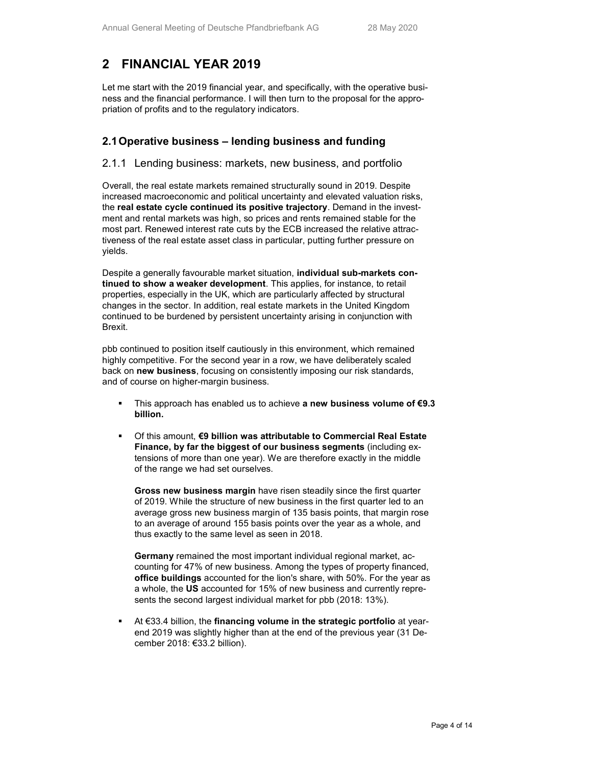## 2 FINANCIAL YEAR 2019

Let me start with the 2019 financial year, and specifically, with the operative business and the financial performance. I will then turn to the proposal for the appropriation of profits and to the regulatory indicators.

### 2.1 Operative business – lending business and funding

#### 2.1.1 Lending business: markets, new business, and portfolio

Overall, the real estate markets remained structurally sound in 2019. Despite increased macroeconomic and political uncertainty and elevated valuation risks, the **real estate cycle continued its positive trajectory**. Demand in the investment and rental markets was high, so prices and rents remained stable for the most part. Renewed interest rate cuts by the ECB increased the relative attractiveness of the real estate asset class in particular, putting further pressure on yields.

Despite a generally favourable market situation, **individual sub-markets continued to show a weaker development**. This applies, for instance, to retail properties, especially in the UK, which are particularly affected by structural changes in the sector. In addition, real estate markets in the United Kingdom continued to be burdened by persistent uncertainty arising in conjunction with Brexit.

pbb continued to position itself cautiously in this environment, which remained highly competitive. For the second year in a row, we have deliberately scaled back on **new business**, focusing on consistently imposing our risk standards, and of course on higher-margin business.

- This approach has enabled us to achieve **a new business volume of €9.3 billion.**
- Of this amount, **€9 billion was attributable to Commercial Real Estate Finance, by far the biggest of our business segments** (including extensions of more than one year). We are therefore exactly in the middle of the range we had set ourselves.

  **Gross new business margin** have risen steadily since the first quarter of 2019. While the structure of new business in the first quarter led to an average gross new business margin of 135 basis points, that margin rose to an average of around 155 basis points over the year as a whole, and thus exactly to the same level as seen in 2018.

  **Germany** remained the most important individual regional market, accounting for 47% of new business. Among the types of property financed, **office buildings** accounted for the lion's share, with 50%. For the year as a whole, the **US** accounted for 15% of new business and currently represents the second largest individual market for pbb (2018: 13%).

- At €33.4 billion, the **financing volume in the strategic portfolio** at year-end 2019 was slightly higher than at the end of the previous year (31 December 2018: €33.2 billion).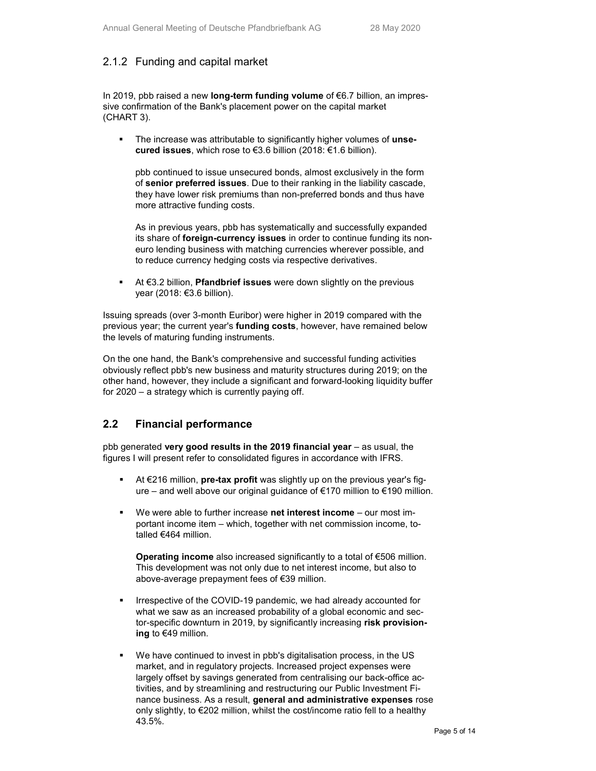### 2.1.2 Funding and capital market

In 2019, pbb raised a new **long-term funding volume** of €6.7 billion, an impressive confirmation of the Bank's placement power on the capital market (CHART 3).

- The increase was attributable to significantly higher volumes of **unsecured issues**, which rose to €3.6 billion (2018: €1.6 billion).

  pbb continued to issue unsecured bonds, almost exclusively in the form of **senior preferred issues**. Due to their ranking in the liability cascade, they have lower risk premiums than non-preferred bonds and thus have more attractive funding costs.

  As in previous years, pbb has systematically and successfully expanded its share of **foreign-currency issues** in order to continue funding its non-euro lending business with matching currencies wherever possible, and to reduce currency hedging costs via respective derivatives.

- At €3.2 billion, **Pfandbrief issues** were down slightly on the previous year (2018: €3.6 billion).

Issuing spreads (over 3-month Euribor) were higher in 2019 compared with the previous year; the current year's **funding costs**, however, have remained below the levels of maturing funding instruments.

On the one hand, the Bank's comprehensive and successful funding activities obviously reflect pbb's new business and maturity structures during 2019; on the other hand, however, they include a significant and forward-looking liquidity buffer for 2020 – a strategy which is currently paying off.

## 2.2 Financial performance

pbb generated **very good results in the 2019 financial year** – as usual, the figures I will present refer to consolidated figures in accordance with IFRS.

- At €216 million, **pre-tax profit** was slightly up on the previous year's figure – and well above our original guidance of €170 million to €190 million.

- We were able to further increase **net interest income** – our most important income item – which, together with net commission income, totalled €464 million.

  **Operating income** also increased significantly to a total of €506 million. This development was not only due to net interest income, but also to above-average prepayment fees of €39 million.

- Irrespective of the COVID-19 pandemic, we had already accounted for what we saw as an increased probability of a global economic and sector-specific downturn in 2019, by significantly increasing **risk provisioning** to €49 million.

- We have continued to invest in pbb's digitalisation process, in the US market, and in regulatory projects. Increased project expenses were largely offset by savings generated from centralising our back-office activities, and by streamlining and restructuring our Public Investment Finance business. As a result, **general and administrative expenses** rose only slightly, to €202 million, whilst the cost/income ratio fell to a healthy 43.5%.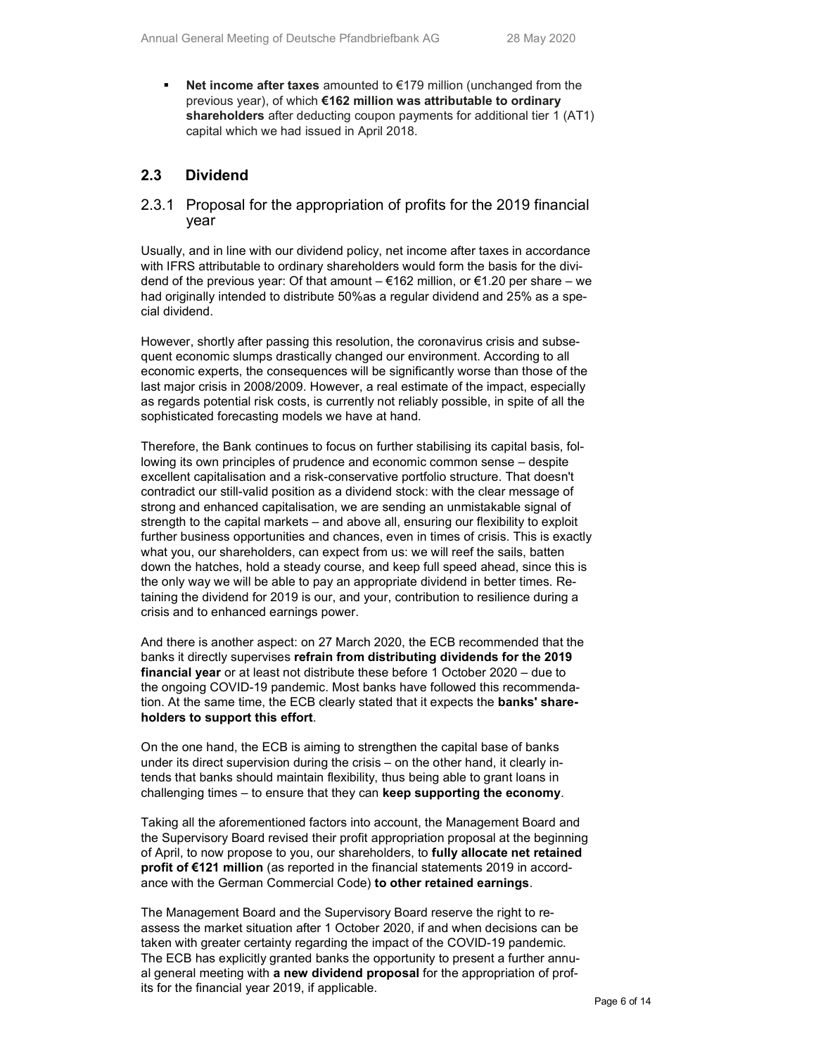- **Net income after taxes** amounted to €179 million (unchanged from the previous year), of which **€162 million was attributable to ordinary shareholders** after deducting coupon payments for additional tier 1 (AT1) capital which we had issued in April 2018.

## 2.3 Dividend

### 2.3.1 Proposal for the appropriation of profits for the 2019 financial year

Usually, and in line with our dividend policy, net income after taxes in accordance with IFRS attributable to ordinary shareholders would form the basis for the dividend of the previous year: Of that amount – €162 million, or €1.20 per share – we had originally intended to distribute 50%as a regular dividend and 25% as a special dividend.

However, shortly after passing this resolution, the coronavirus crisis and subsequent economic slumps drastically changed our environment. According to all economic experts, the consequences will be significantly worse than those of the last major crisis in 2008/2009. However, a real estimate of the impact, especially as regards potential risk costs, is currently not reliably possible, in spite of all the sophisticated forecasting models we have at hand.

Therefore, the Bank continues to focus on further stabilising its capital basis, following its own principles of prudence and economic common sense – despite excellent capitalisation and a risk-conservative portfolio structure. That doesn't contradict our still-valid position as a dividend stock: with the clear message of strong and enhanced capitalisation, we are sending an unmistakable signal of strength to the capital markets – and above all, ensuring our flexibility to exploit further business opportunities and chances, even in times of crisis. This is exactly what you, our shareholders, can expect from us: we will reef the sails, batten down the hatches, hold a steady course, and keep full speed ahead, since this is the only way we will be able to pay an appropriate dividend in better times. Retaining the dividend for 2019 is our, and your, contribution to resilience during a crisis and to enhanced earnings power.

And there is another aspect: on 27 March 2020, the ECB recommended that the banks it directly supervises **refrain from distributing dividends for the 2019 financial year** or at least not distribute these before 1 October 2020 – due to the ongoing COVID-19 pandemic. Most banks have followed this recommendation. At the same time, the ECB clearly stated that it expects the **banks' shareholders to support this effort**.

On the one hand, the ECB is aiming to strengthen the capital base of banks under its direct supervision during the crisis – on the other hand, it clearly intends that banks should maintain flexibility, thus being able to grant loans in challenging times – to ensure that they can **keep supporting the economy**.

Taking all the aforementioned factors into account, the Management Board and the Supervisory Board revised their profit appropriation proposal at the beginning of April, to now propose to you, our shareholders, to **fully allocate net retained profit of €121 million** (as reported in the financial statements 2019 in accordance with the German Commercial Code) **to other retained earnings**.

The Management Board and the Supervisory Board reserve the right to reassess the market situation after 1 October 2020, if and when decisions can be taken with greater certainty regarding the impact of the COVID-19 pandemic. The ECB has explicitly granted banks the opportunity to present a further annual general meeting with **a new dividend proposal** for the appropriation of profits for the financial year 2019, if applicable.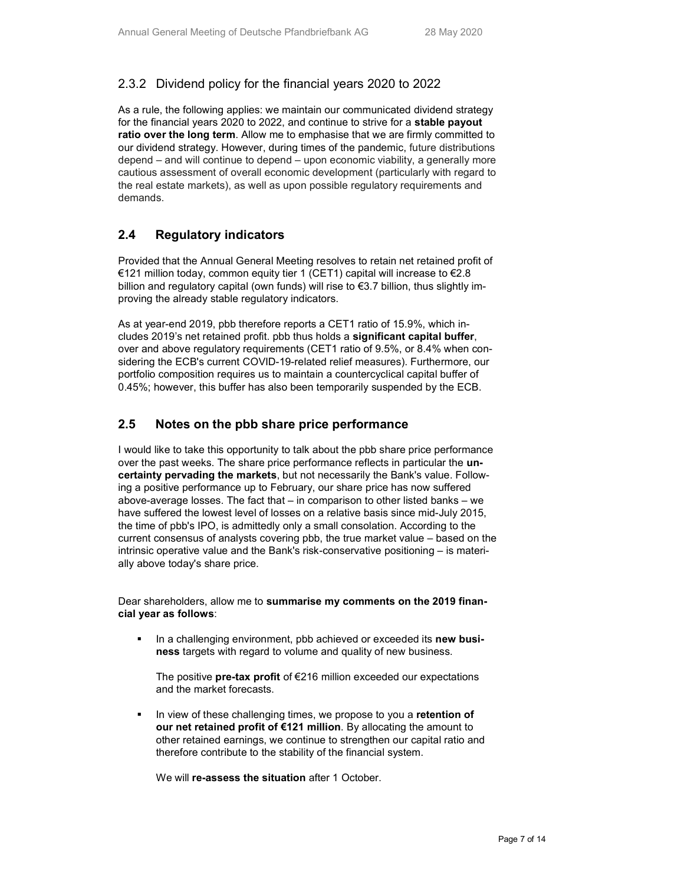### 2.3.2 Dividend policy for the financial years 2020 to 2022

As a rule, the following applies: we maintain our communicated dividend strategy for the financial years 2020 to 2022, and continue to strive for a **stable payout ratio over the long term**. Allow me to emphasise that we are firmly committed to our dividend strategy. However, during times of the pandemic, future distributions depend – and will continue to depend – upon economic viability, a generally more cautious assessment of overall economic development (particularly with regard to the real estate markets), as well as upon possible regulatory requirements and demands.

## 2.4 Regulatory indicators

Provided that the Annual General Meeting resolves to retain net retained profit of €121 million today, common equity tier 1 (CET1) capital will increase to €2.8 billion and regulatory capital (own funds) will rise to €3.7 billion, thus slightly improving the already stable regulatory indicators.

As at year-end 2019, pbb therefore reports a CET1 ratio of 15.9%, which includes 2019's net retained profit. pbb thus holds a **significant capital buffer**, over and above regulatory requirements (CET1 ratio of 9.5%, or 8.4% when considering the ECB's current COVID-19-related relief measures). Furthermore, our portfolio composition requires us to maintain a countercyclical capital buffer of 0.45%; however, this buffer has also been temporarily suspended by the ECB.

## 2.5 Notes on the pbb share price performance

I would like to take this opportunity to talk about the pbb share price performance over the past weeks. The share price performance reflects in particular the **uncertainty pervading the markets**, but not necessarily the Bank's value. Following a positive performance up to February, our share price has now suffered above-average losses. The fact that – in comparison to other listed banks – we have suffered the lowest level of losses on a relative basis since mid-July 2015, the time of pbb's IPO, is admittedly only a small consolation. According to the current consensus of analysts covering pbb, the true market value – based on the intrinsic operative value and the Bank's risk-conservative positioning – is materially above today's share price.

Dear shareholders, allow me to **summarise my comments on the 2019 financial year as follows**:

- In a challenging environment, pbb achieved or exceeded its **new business** targets with regard to volume and quality of new business.

  The positive **pre-tax profit** of €216 million exceeded our expectations and the market forecasts.

- In view of these challenging times, we propose to you a **retention of our net retained profit of €121 million**. By allocating the amount to other retained earnings, we continue to strengthen our capital ratio and therefore contribute to the stability of the financial system.

  We will **re-assess the situation** after 1 October.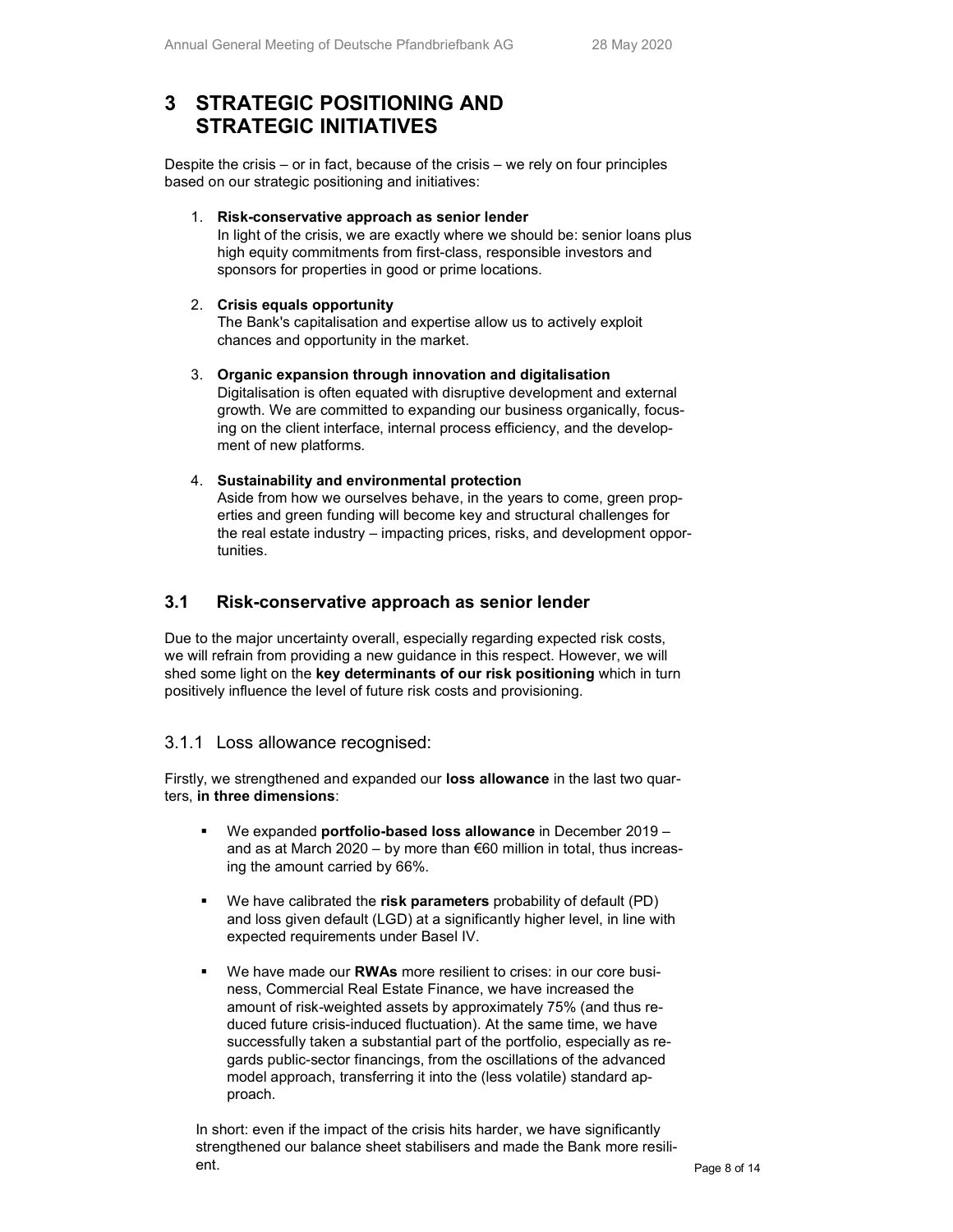# 3 STRATEGIC POSITIONING AND STRATEGIC INITIATIVES

Despite the crisis – or in fact, because of the crisis – we rely on four principles based on our strategic positioning and initiatives:

1. **Risk-conservative approach as senior lender**
   In light of the crisis, we are exactly where we should be: senior loans plus high equity commitments from first-class, responsible investors and sponsors for properties in good or prime locations.

2. **Crisis equals opportunity**
   The Bank's capitalisation and expertise allow us to actively exploit chances and opportunity in the market.

3. **Organic expansion through innovation and digitalisation**
   Digitalisation is often equated with disruptive development and external growth. We are committed to expanding our business organically, focusing on the client interface, internal process efficiency, and the development of new platforms.

4. **Sustainability and environmental protection**
   Aside from how we ourselves behave, in the years to come, green properties and green funding will become key and structural challenges for the real estate industry – impacting prices, risks, and development opportunities.

## 3.1 Risk-conservative approach as senior lender

Due to the major uncertainty overall, especially regarding expected risk costs, we will refrain from providing a new guidance in this respect. However, we will shed some light on the **key determinants of our risk positioning** which in turn positively influence the level of future risk costs and provisioning.

### 3.1.1 Loss allowance recognised:

Firstly, we strengthened and expanded our **loss allowance** in the last two quarters, **in three dimensions**:

- We expanded **portfolio-based loss allowance** in December 2019 – and as at March 2020 – by more than €60 million in total, thus increasing the amount carried by 66%.
- We have calibrated the **risk parameters** probability of default (PD) and loss given default (LGD) at a significantly higher level, in line with expected requirements under Basel IV.
- We have made our **RWAs** more resilient to crises: in our core business, Commercial Real Estate Finance, we have increased the amount of risk-weighted assets by approximately 75% (and thus reduced future crisis-induced fluctuation). At the same time, we have successfully taken a substantial part of the portfolio, especially as regards public-sector financings, from the oscillations of the advanced model approach, transferring it into the (less volatile) standard approach.

In short: even if the impact of the crisis hits harder, we have significantly strengthened our balance sheet stabilisers and made the Bank more resilient.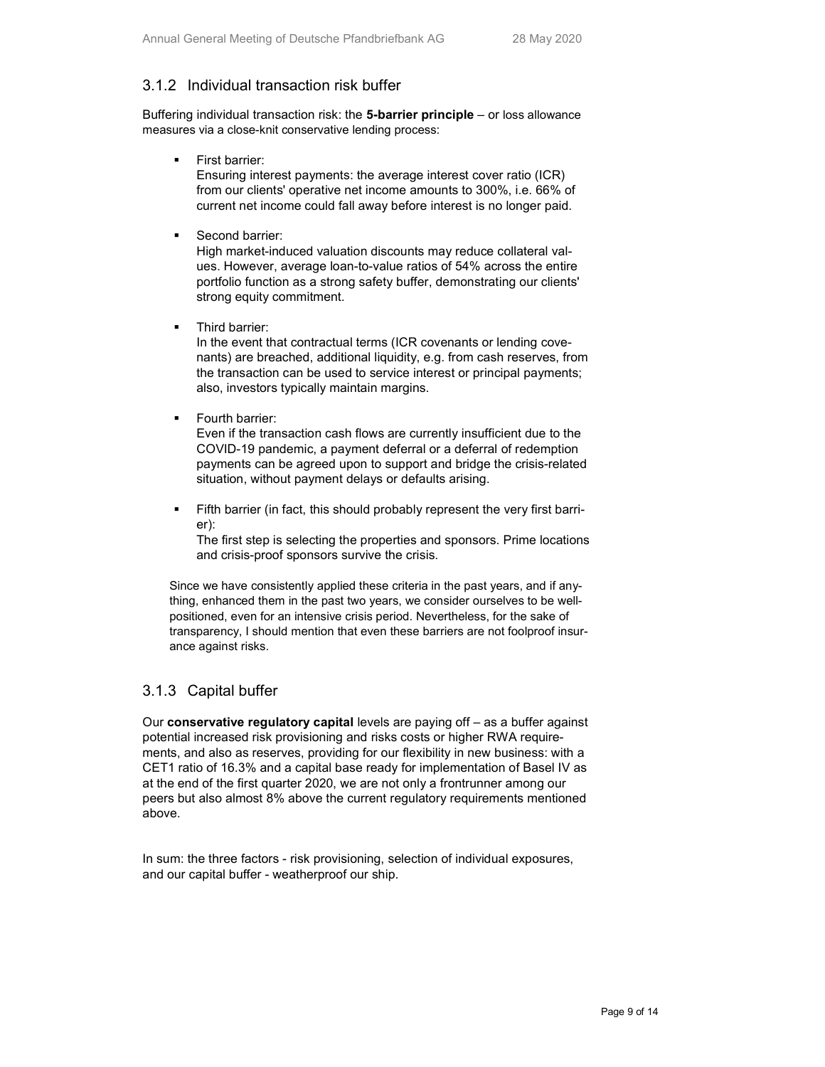### 3.1.2 Individual transaction risk buffer

Buffering individual transaction risk: the **5-barrier principle** – or loss allowance measures via a close-knit conservative lending process:

- First barrier:
  Ensuring interest payments: the average interest cover ratio (ICR) from our clients' operative net income amounts to 300%, i.e. 66% of current net income could fall away before interest is no longer paid.

- Second barrier:
  High market-induced valuation discounts may reduce collateral values. However, average loan-to-value ratios of 54% across the entire portfolio function as a strong safety buffer, demonstrating our clients' strong equity commitment.

- Third barrier:
  In the event that contractual terms (ICR covenants or lending covenants) are breached, additional liquidity, e.g. from cash reserves, from the transaction can be used to service interest or principal payments; also, investors typically maintain margins.

- Fourth barrier:
  Even if the transaction cash flows are currently insufficient due to the COVID-19 pandemic, a payment deferral or a deferral of redemption payments can be agreed upon to support and bridge the crisis-related situation, without payment delays or defaults arising.

- Fifth barrier (in fact, this should probably represent the very first barrier):
  The first step is selecting the properties and sponsors. Prime locations and crisis-proof sponsors survive the crisis.

Since we have consistently applied these criteria in the past years, and if anything, enhanced them in the past two years, we consider ourselves to be well-positioned, even for an intensive crisis period. Nevertheless, for the sake of transparency, I should mention that even these barriers are not foolproof insurance against risks.

### 3.1.3 Capital buffer

Our **conservative regulatory capital** levels are paying off – as a buffer against potential increased risk provisioning and risks costs or higher RWA requirements, and also as reserves, providing for our flexibility in new business: with a CET1 ratio of 16.3% and a capital base ready for implementation of Basel IV as at the end of the first quarter 2020, we are not only a frontrunner among our peers but also almost 8% above the current regulatory requirements mentioned above.

In sum: the three factors - risk provisioning, selection of individual exposures, and our capital buffer - weatherproof our ship.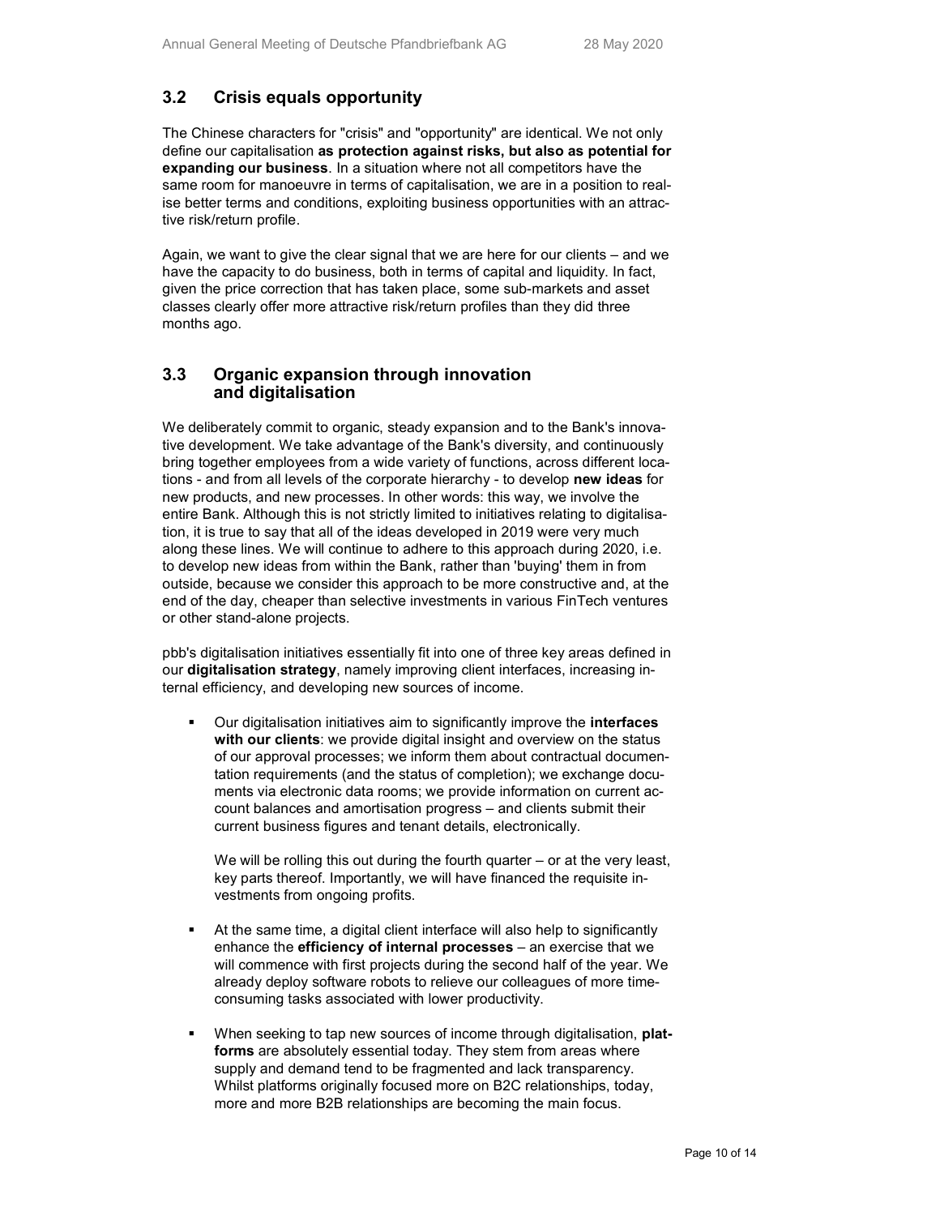## 3.2 Crisis equals opportunity

The Chinese characters for "crisis" and "opportunity" are identical. We not only define our capitalisation **as protection against risks, but also as potential for expanding our business**. In a situation where not all competitors have the same room for manoeuvre in terms of capitalisation, we are in a position to realise better terms and conditions, exploiting business opportunities with an attractive risk/return profile.

Again, we want to give the clear signal that we are here for our clients – and we have the capacity to do business, both in terms of capital and liquidity. In fact, given the price correction that has taken place, some sub-markets and asset classes clearly offer more attractive risk/return profiles than they did three months ago.

## 3.3 Organic expansion through innovation and digitalisation

We deliberately commit to organic, steady expansion and to the Bank's innovative development. We take advantage of the Bank's diversity, and continuously bring together employees from a wide variety of functions, across different locations - and from all levels of the corporate hierarchy - to develop **new ideas** for new products, and new processes. In other words: this way, we involve the entire Bank. Although this is not strictly limited to initiatives relating to digitalisation, it is true to say that all of the ideas developed in 2019 were very much along these lines. We will continue to adhere to this approach during 2020, i.e. to develop new ideas from within the Bank, rather than 'buying' them in from outside, because we consider this approach to be more constructive and, at the end of the day, cheaper than selective investments in various FinTech ventures or other stand-alone projects.

pbb's digitalisation initiatives essentially fit into one of three key areas defined in our **digitalisation strategy**, namely improving client interfaces, increasing internal efficiency, and developing new sources of income.

- Our digitalisation initiatives aim to significantly improve the **interfaces with our clients**: we provide digital insight and overview on the status of our approval processes; we inform them about contractual documentation requirements (and the status of completion); we exchange documents via electronic data rooms; we provide information on current account balances and amortisation progress – and clients submit their current business figures and tenant details, electronically.

  We will be rolling this out during the fourth quarter – or at the very least, key parts thereof. Importantly, we will have financed the requisite investments from ongoing profits.

- At the same time, a digital client interface will also help to significantly enhance the **efficiency of internal processes** – an exercise that we will commence with first projects during the second half of the year. We already deploy software robots to relieve our colleagues of more time-consuming tasks associated with lower productivity.

- When seeking to tap new sources of income through digitalisation, **platforms** are absolutely essential today. They stem from areas where supply and demand tend to be fragmented and lack transparency. Whilst platforms originally focused more on B2C relationships, today, more and more B2B relationships are becoming the main focus.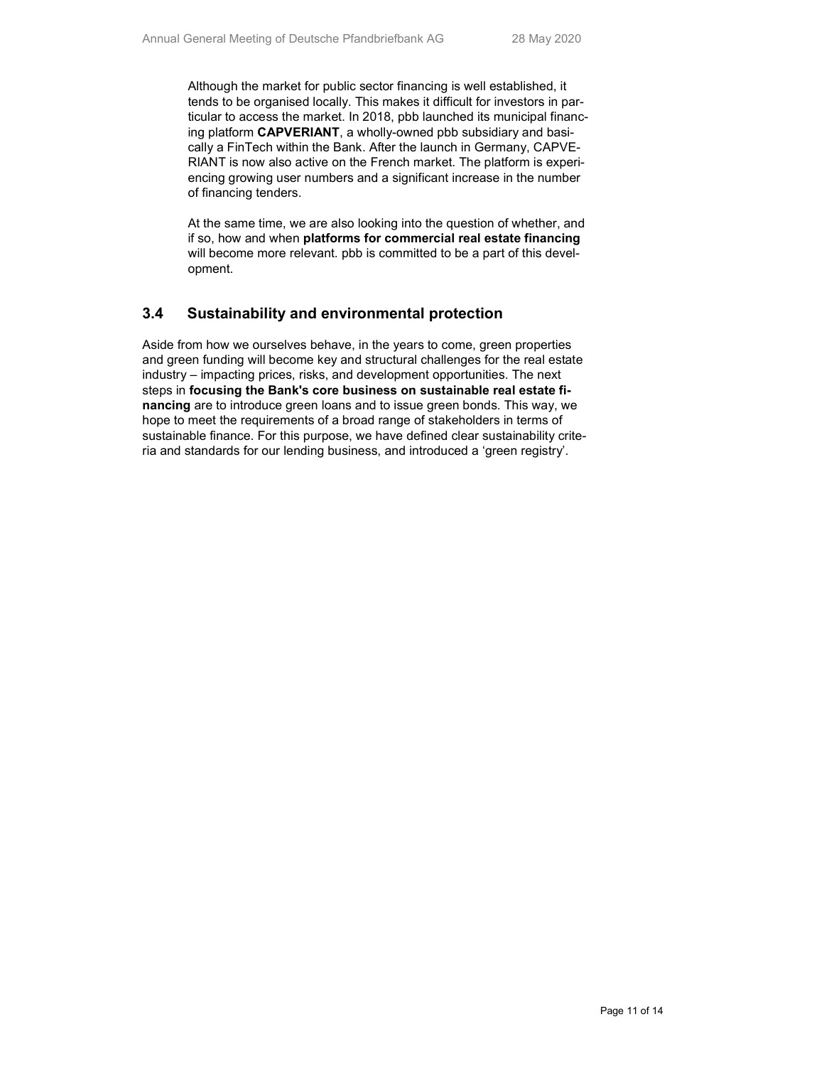Although the market for public sector financing is well established, it tends to be organised locally. This makes it difficult for investors in particular to access the market. In 2018, pbb launched its municipal financing platform **CAPVERIANT**, a wholly-owned pbb subsidiary and basically a FinTech within the Bank. After the launch in Germany, CAPVERIANT is now also active on the French market. The platform is experiencing growing user numbers and a significant increase in the number of financing tenders.

At the same time, we are also looking into the question of whether, and if so, how and when **platforms for commercial real estate financing** will become more relevant. pbb is committed to be a part of this development.

## 3.4 Sustainability and environmental protection

Aside from how we ourselves behave, in the years to come, green properties and green funding will become key and structural challenges for the real estate industry – impacting prices, risks, and development opportunities. The next steps in **focusing the Bank's core business on sustainable real estate financing** are to introduce green loans and to issue green bonds. This way, we hope to meet the requirements of a broad range of stakeholders in terms of sustainable finance. For this purpose, we have defined clear sustainability criteria and standards for our lending business, and introduced a 'green registry'.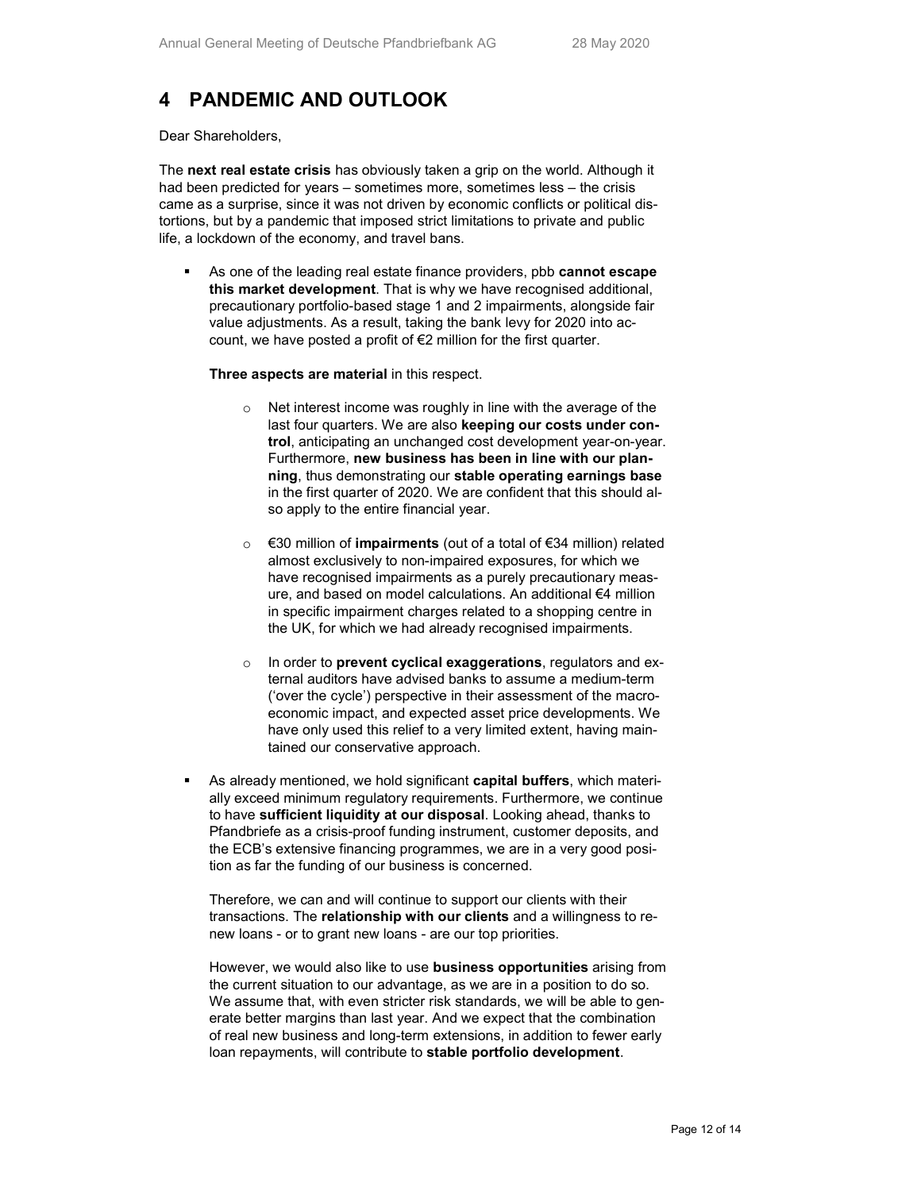# 4 PANDEMIC AND OUTLOOK

Dear Shareholders,

The **next real estate crisis** has obviously taken a grip on the world. Although it had been predicted for years – sometimes more, sometimes less – the crisis came as a surprise, since it was not driven by economic conflicts or political distortions, but by a pandemic that imposed strict limitations to private and public life, a lockdown of the economy, and travel bans.

- As one of the leading real estate finance providers, pbb **cannot escape this market development**. That is why we have recognised additional, precautionary portfolio-based stage 1 and 2 impairments, alongside fair value adjustments. As a result, taking the bank levy for 2020 into account, we have posted a profit of €2 million for the first quarter.

  **Three aspects are material** in this respect.

  - Net interest income was roughly in line with the average of the last four quarters. We are also **keeping our costs under control**, anticipating an unchanged cost development year-on-year. Furthermore, **new business has been in line with our planning**, thus demonstrating our **stable operating earnings base** in the first quarter of 2020. We are confident that this should also apply to the entire financial year.

  - €30 million of **impairments** (out of a total of €34 million) related almost exclusively to non-impaired exposures, for which we have recognised impairments as a purely precautionary measure, and based on model calculations. An additional €4 million in specific impairment charges related to a shopping centre in the UK, for which we had already recognised impairments.

  - In order to **prevent cyclical exaggerations**, regulators and external auditors have advised banks to assume a medium-term ('over the cycle') perspective in their assessment of the macroeconomic impact, and expected asset price developments. We have only used this relief to a very limited extent, having maintained our conservative approach.

- As already mentioned, we hold significant **capital buffers**, which materially exceed minimum regulatory requirements. Furthermore, we continue to have **sufficient liquidity at our disposal**. Looking ahead, thanks to Pfandbriefe as a crisis-proof funding instrument, customer deposits, and the ECB's extensive financing programmes, we are in a very good position as far the funding of our business is concerned.

  Therefore, we can and will continue to support our clients with their transactions. The **relationship with our clients** and a willingness to renew loans - or to grant new loans - are our top priorities.

  However, we would also like to use **business opportunities** arising from the current situation to our advantage, as we are in a position to do so. We assume that, with even stricter risk standards, we will be able to generate better margins than last year. And we expect that the combination of real new business and long-term extensions, in addition to fewer early loan repayments, will contribute to **stable portfolio development**.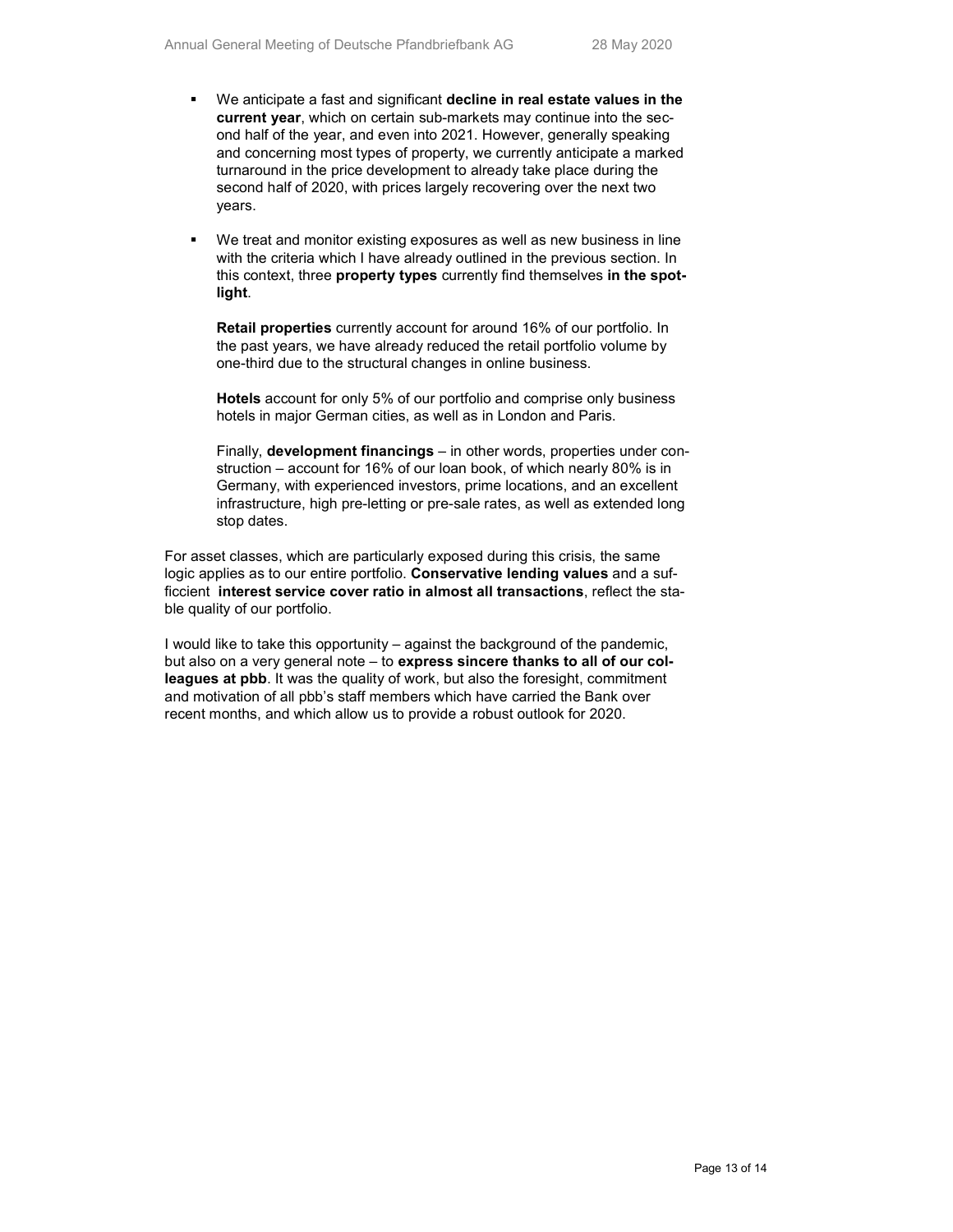- We anticipate a fast and significant **decline in real estate values in the current year**, which on certain sub-markets may continue into the second half of the year, and even into 2021. However, generally speaking and concerning most types of property, we currently anticipate a marked turnaround in the price development to already take place during the second half of 2020, with prices largely recovering over the next two years.

- We treat and monitor existing exposures as well as new business in line with the criteria which I have already outlined in the previous section. In this context, three **property types** currently find themselves **in the spotlight**.

  **Retail properties** currently account for around 16% of our portfolio. In the past years, we have already reduced the retail portfolio volume by one-third due to the structural changes in online business.

  **Hotels** account for only 5% of our portfolio and comprise only business hotels in major German cities, as well as in London and Paris.

  Finally, **development financings** – in other words, properties under construction – account for 16% of our loan book, of which nearly 80% is in Germany, with experienced investors, prime locations, and an excellent infrastructure, high pre-letting or pre-sale rates, as well as extended long stop dates.

For asset classes, which are particularly exposed during this crisis, the same logic applies as to our entire portfolio. **Conservative lending values** and a sufficient **interest service cover ratio in almost all transactions**, reflect the stable quality of our portfolio.

I would like to take this opportunity – against the background of the pandemic, but also on a very general note – to **express sincere thanks to all of our colleagues at pbb**. It was the quality of work, but also the foresight, commitment and motivation of all pbb's staff members which have carried the Bank over recent months, and which allow us to provide a robust outlook for 2020.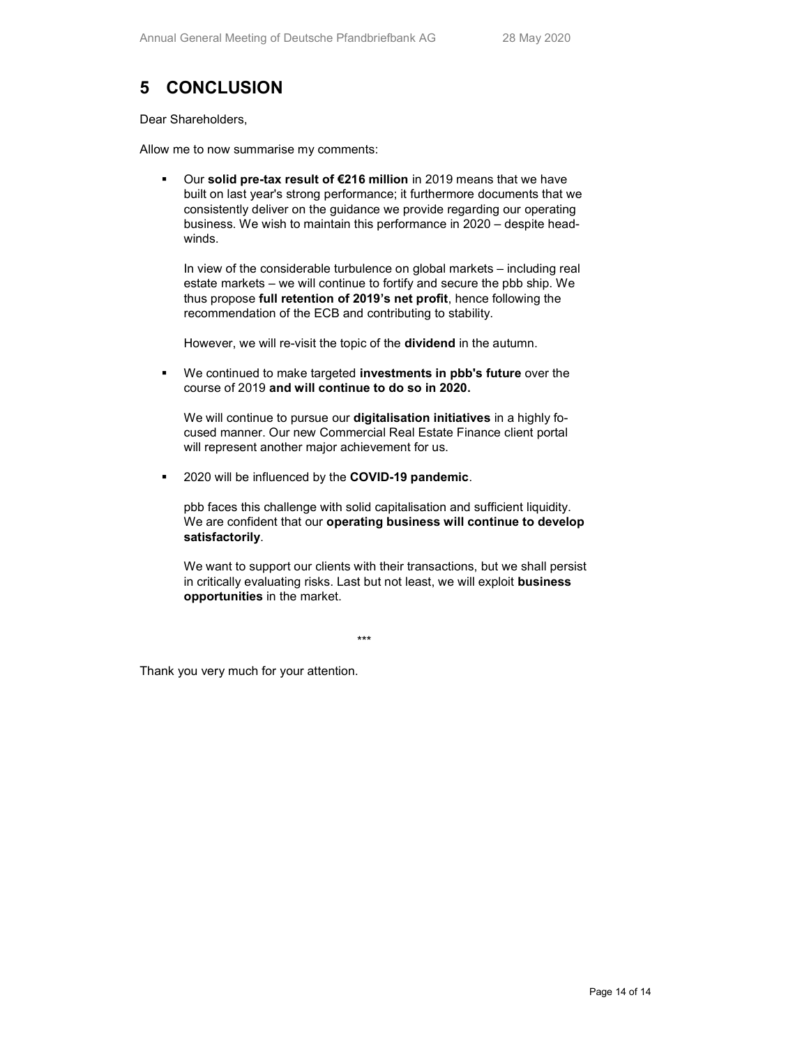## 5 CONCLUSION

Dear Shareholders,

Allow me to now summarise my comments:

- Our **solid pre-tax result of €216 million** in 2019 means that we have built on last year's strong performance; it furthermore documents that we consistently deliver on the guidance we provide regarding our operating business. We wish to maintain this performance in 2020 – despite headwinds.

  In view of the considerable turbulence on global markets – including real estate markets – we will continue to fortify and secure the pbb ship. We thus propose **full retention of 2019's net profit**, hence following the recommendation of the ECB and contributing to stability.

  However, we will re-visit the topic of the **dividend** in the autumn.

- We continued to make targeted **investments in pbb's future** over the course of 2019 **and will continue to do so in 2020.**

  We will continue to pursue our **digitalisation initiatives** in a highly focused manner. Our new Commercial Real Estate Finance client portal will represent another major achievement for us.

- 2020 will be influenced by the **COVID-19 pandemic**.

  pbb faces this challenge with solid capitalisation and sufficient liquidity. We are confident that our **operating business will continue to develop satisfactorily**.

  We want to support our clients with their transactions, but we shall persist in critically evaluating risks. Last but not least, we will exploit **business opportunities** in the market.

***

Thank you very much for your attention.